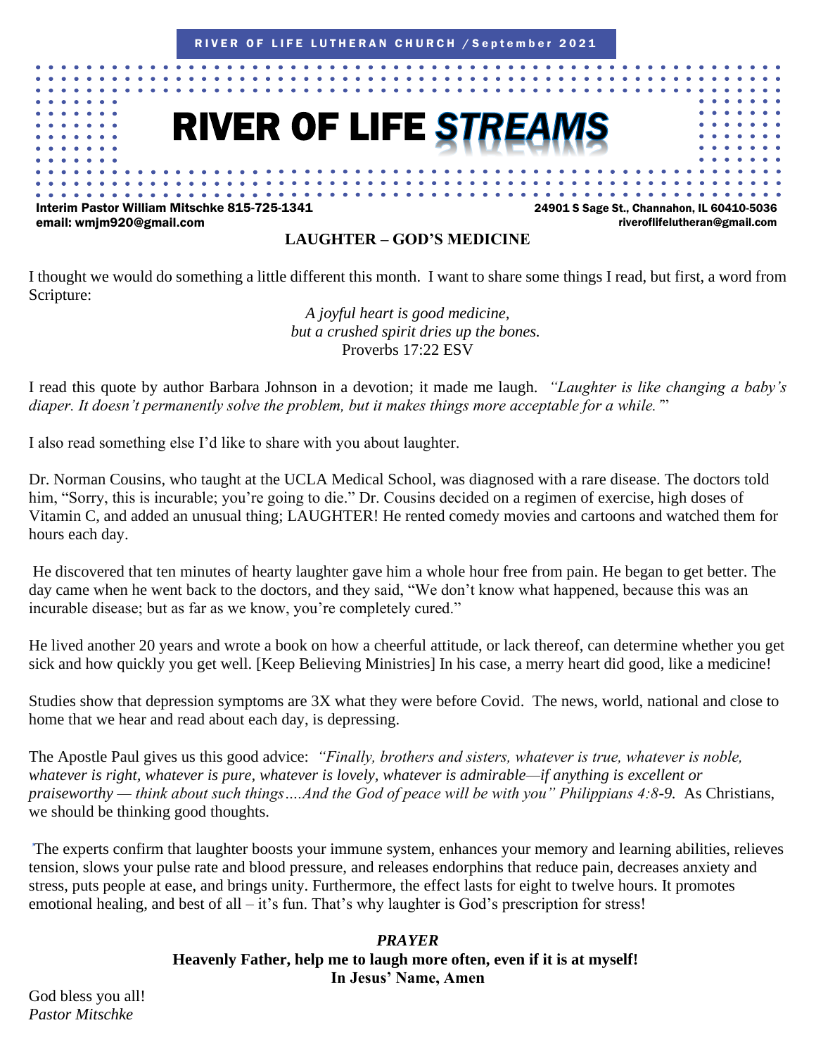RIVER OF LIFE LUTHERAN CHURCH / September 2021

# RIVER OF LIFE *STREAMS*

**Interim Pastor William Mitschke 815-725-1341**
**email: wmjm920@gmail.com**

**24901 S Sage St., Channahon, IL 60410-5036**
**riveroflifelutheran@gmail.com**

## LAUGHTER – GOD'S MEDICINE

I thought we would do something a little different this month. I want to share some things I read, but first, a word from Scripture:

*A joyful heart is good medicine,*
*but a crushed spirit dries up the bones.*
Proverbs 17:22 ESV

I read this quote by author Barbara Johnson in a devotion; it made me laugh. *"Laughter is like changing a baby's diaper. It doesn't permanently solve the problem, but it makes things more acceptable for a while."*"

I also read something else I'd like to share with you about laughter.

Dr. Norman Cousins, who taught at the UCLA Medical School, was diagnosed with a rare disease. The doctors told him, "Sorry, this is incurable; you're going to die." Dr. Cousins decided on a regimen of exercise, high doses of Vitamin C, and added an unusual thing; LAUGHTER! He rented comedy movies and cartoons and watched them for hours each day.

He discovered that ten minutes of hearty laughter gave him a whole hour free from pain. He began to get better. The day came when he went back to the doctors, and they said, "We don't know what happened, because this was an incurable disease; but as far as we know, you're completely cured."

He lived another 20 years and wrote a book on how a cheerful attitude, or lack thereof, can determine whether you get sick and how quickly you get well. [Keep Believing Ministries] In his case, a merry heart did good, like a medicine!

Studies show that depression symptoms are 3X what they were before Covid. The news, world, national and close to home that we hear and read about each day, is depressing.

The Apostle Paul gives us this good advice: *"Finally, brothers and sisters, whatever is true, whatever is noble, whatever is right, whatever is pure, whatever is lovely, whatever is admirable—if anything is excellent or praiseworthy — think about such things….And the God of peace will be with you" Philippians 4:8-9.* As Christians, we should be thinking good thoughts.

The experts confirm that laughter boosts your immune system, enhances your memory and learning abilities, relieves tension, slows your pulse rate and blood pressure, and releases endorphins that reduce pain, decreases anxiety and stress, puts people at ease, and brings unity. Furthermore, the effect lasts for eight to twelve hours. It promotes emotional healing, and best of all – it's fun. That's why laughter is God's prescription for stress!

***PRAYER***
**Heavenly Father, help me to laugh more often, even if it is at myself!**
**In Jesus' Name, Amen**

God bless you all!
*Pastor Mitschke*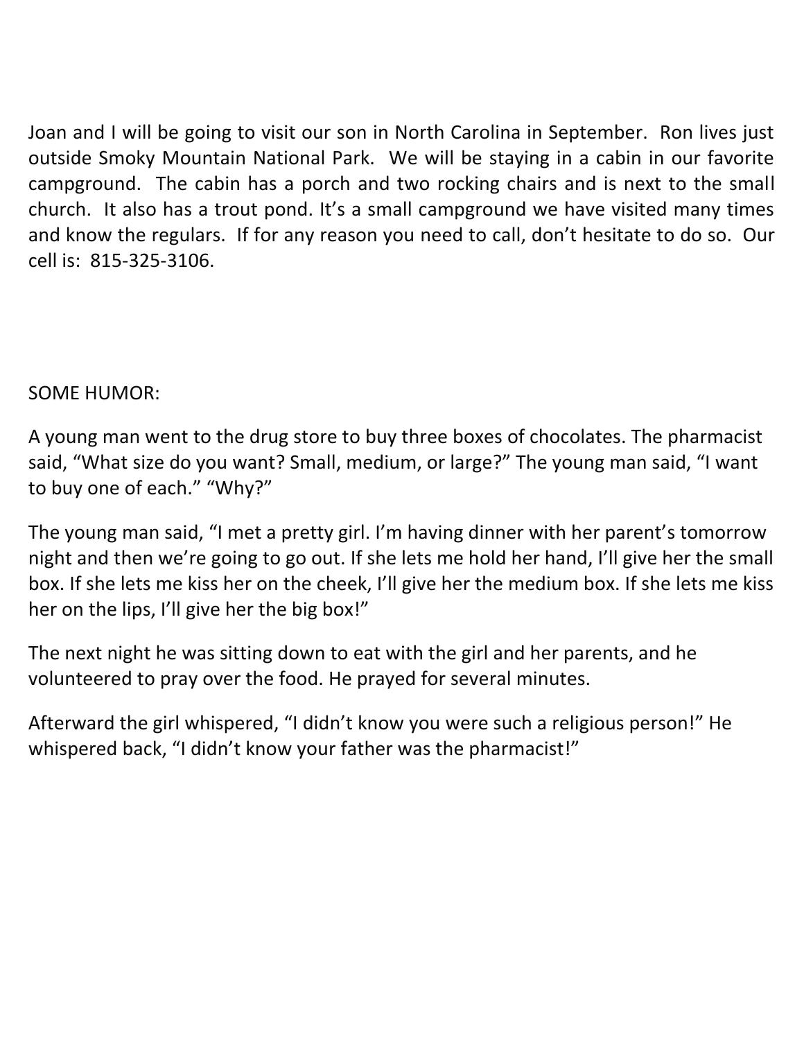Joan and I will be going to visit our son in North Carolina in September. Ron lives just outside Smoky Mountain National Park. We will be staying in a cabin in our favorite campground. The cabin has a porch and two rocking chairs and is next to the small church. It also has a trout pond. It's a small campground we have visited many times and know the regulars. If for any reason you need to call, don't hesitate to do so. Our cell is: 815-325-3106.

SOME HUMOR:

A young man went to the drug store to buy three boxes of chocolates. The pharmacist said, "What size do you want? Small, medium, or large?" The young man said, "I want to buy one of each." "Why?"

The young man said, "I met a pretty girl. I'm having dinner with her parent's tomorrow night and then we're going to go out. If she lets me hold her hand, I'll give her the small box. If she lets me kiss her on the cheek, I'll give her the medium box. If she lets me kiss her on the lips, I'll give her the big box!"

The next night he was sitting down to eat with the girl and her parents, and he volunteered to pray over the food. He prayed for several minutes.

Afterward the girl whispered, "I didn't know you were such a religious person!" He whispered back, "I didn't know your father was the pharmacist!"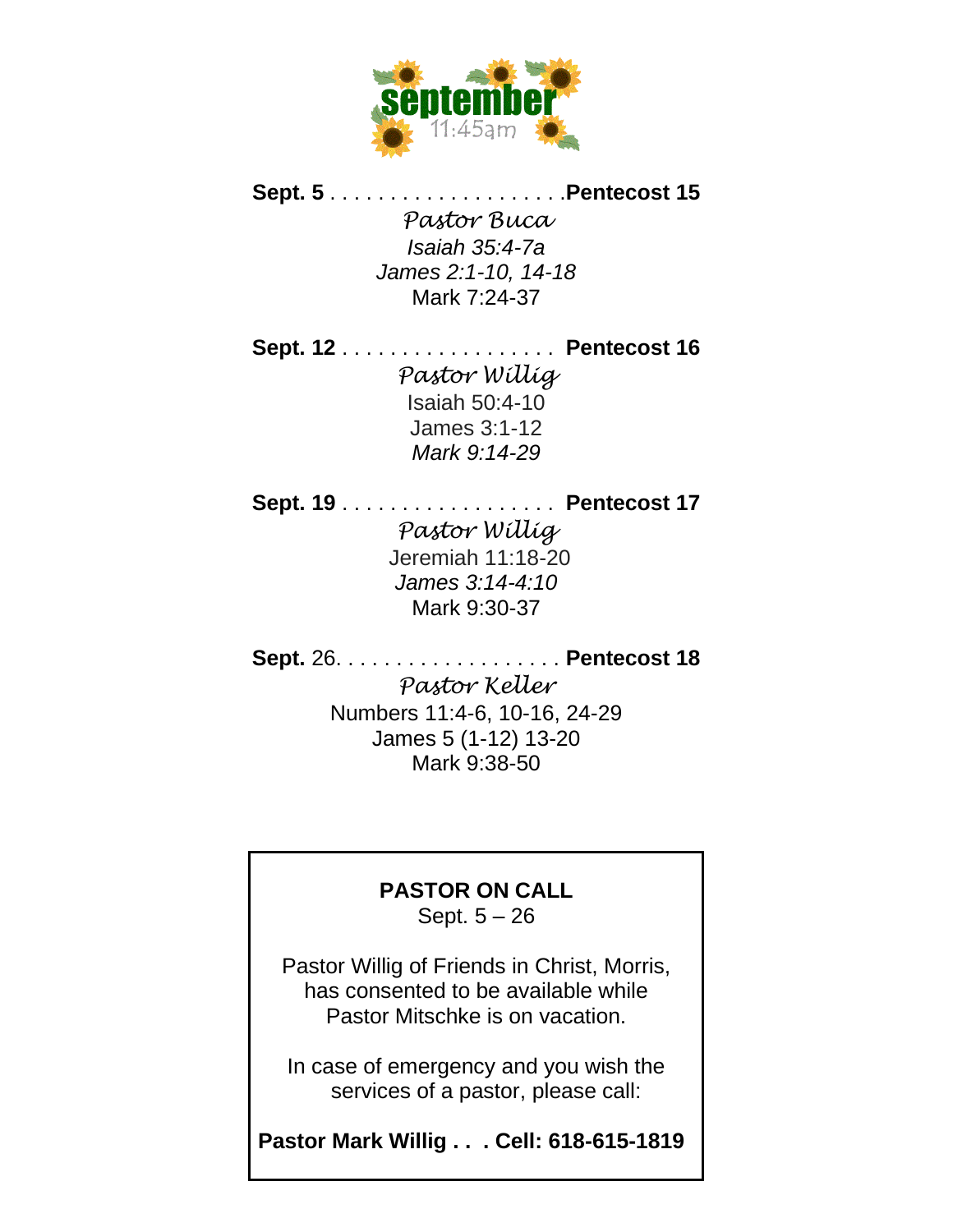# september
11:45am

**Sept. 5** . . . . . . . . . . . . . . . . . . . . .**Pentecost 15**

*Pastor Buca*

*Isaiah 35:4-7a*

*James 2:1-10, 14-18*

Mark 7:24-37

**Sept. 12** . . . . . . . . . . . . . . . . . . . **Pentecost 16**

*Pastor Willig*

Isaiah 50:4-10

James 3:1-12

*Mark 9:14-29*

**Sept. 19** . . . . . . . . . . . . . . . . . . . **Pentecost 17**

*Pastor Willig*

Jeremiah 11:18-20

*James 3:14-4:10*

Mark 9:30-37

**Sept.** 26. . . . . . . . . . . . . . . . . . . . **Pentecost 18**

*Pastor Keller*

Numbers 11:4-6, 10-16, 24-29

James 5 (1-12) 13-20

Mark 9:38-50

**PASTOR ON CALL**

Sept. 5 – 26

Pastor Willig of Friends in Christ, Morris, has consented to be available while Pastor Mitschke is on vacation.

In case of emergency and you wish the services of a pastor, please call:

**Pastor Mark Willig . . . Cell: 618-615-1819**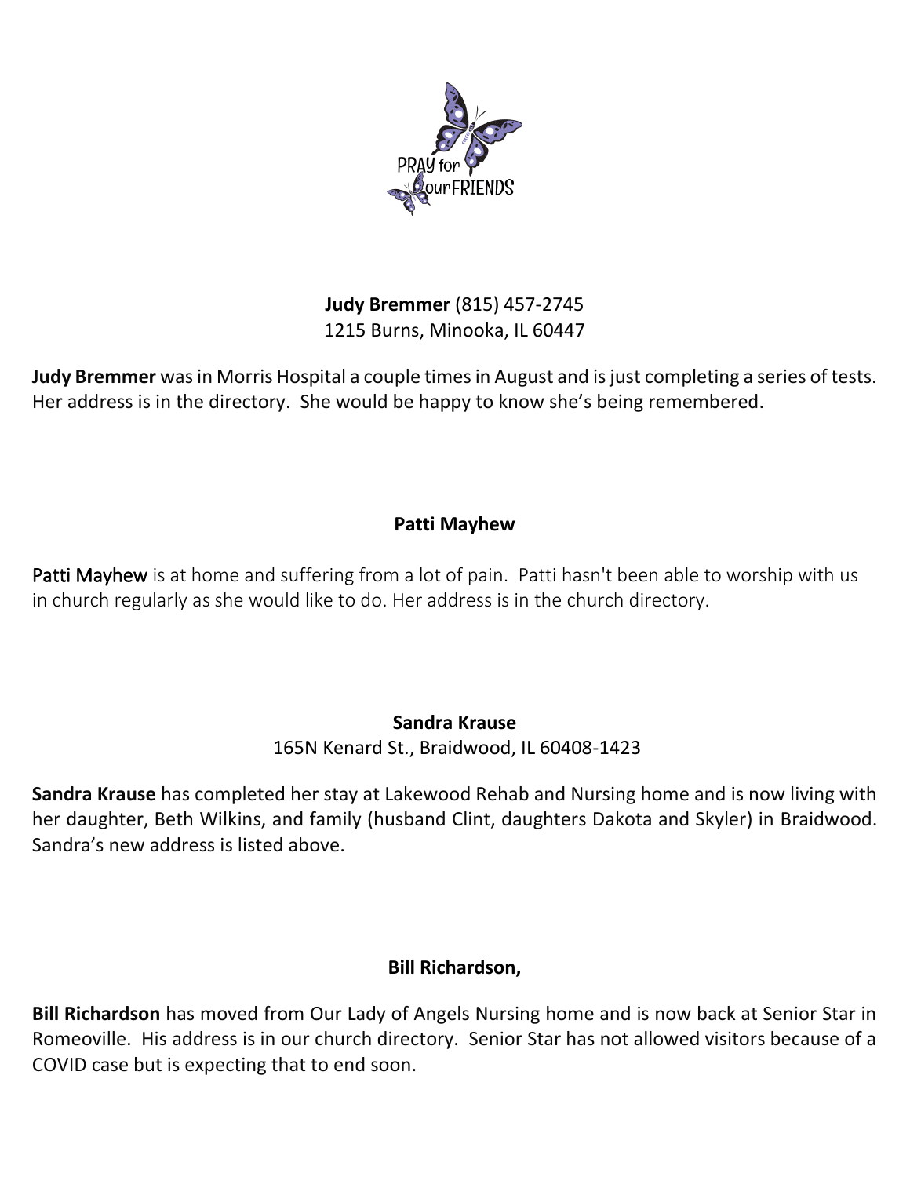PRAY for ourFRIENDS

**Judy Bremmer** (815) 457-2745
1215 Burns, Minooka, IL 60447

**Judy Bremmer** was in Morris Hospital a couple times in August and is just completing a series of tests. Her address is in the directory. She would be happy to know she's being remembered.

**Patti Mayhew**

Patti Mayhew is at home and suffering from a lot of pain. Patti hasn't been able to worship with us in church regularly as she would like to do. Her address is in the church directory.

**Sandra Krause**
165N Kenard St., Braidwood, IL 60408-1423

**Sandra Krause** has completed her stay at Lakewood Rehab and Nursing home and is now living with her daughter, Beth Wilkins, and family (husband Clint, daughters Dakota and Skyler) in Braidwood. Sandra's new address is listed above.

**Bill Richardson,**

**Bill Richardson** has moved from Our Lady of Angels Nursing home and is now back at Senior Star in Romeoville. His address is in our church directory. Senior Star has not allowed visitors because of a COVID case but is expecting that to end soon.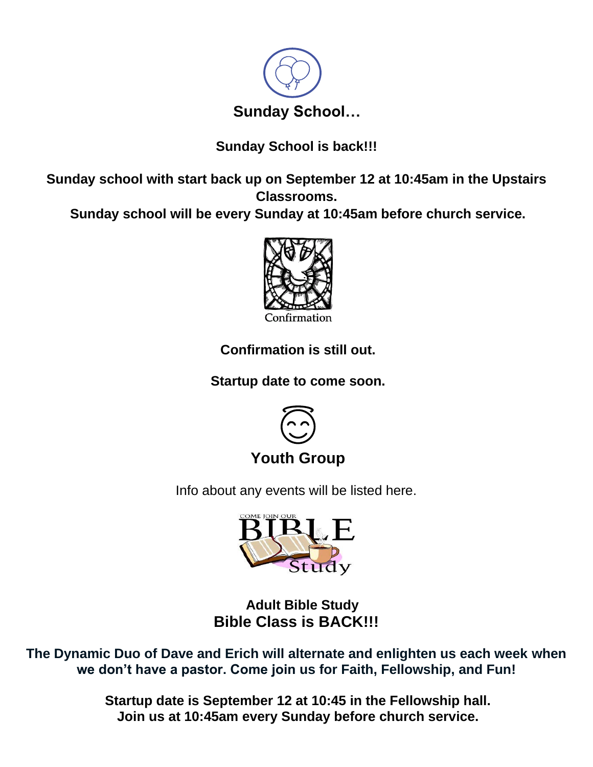## Sunday School…

**Sunday School is back!!!**

**Sunday school with start back up on September 12 at 10:45am in the Upstairs Classrooms.**
**Sunday school will be every Sunday at 10:45am before church service.**

Confirmation

**Confirmation is still out.**

**Startup date to come soon.**

## Youth Group

Info about any events will be listed here.

COME JOIN OUR BIBLE Study

**Adult Bible Study**
## Bible Class is BACK!!!

**The Dynamic Duo of Dave and Erich will alternate and enlighten us each week when we don't have a pastor. Come join us for Faith, Fellowship, and Fun!**

**Startup date is September 12 at 10:45 in the Fellowship hall.**
**Join us at 10:45am every Sunday before church service.**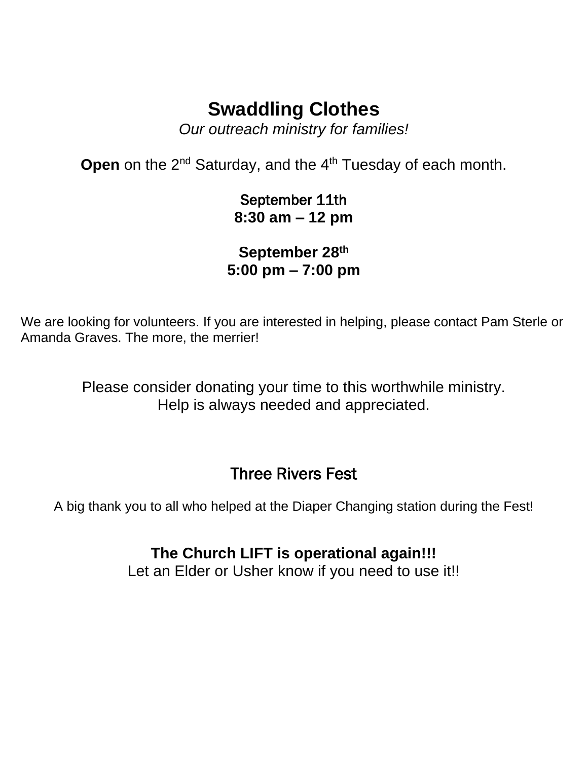## Swaddling Clothes

*Our outreach ministry for families!*

**Open** on the 2nd Saturday, and the 4th Tuesday of each month.

September 11th
**8:30 am – 12 pm**

**September 28th**
**5:00 pm – 7:00 pm**

We are looking for volunteers. If you are interested in helping, please contact Pam Sterle or Amanda Graves. The more, the merrier!

Please consider donating your time to this worthwhile ministry.
Help is always needed and appreciated.

## Three Rivers Fest

A big thank you to all who helped at the Diaper Changing station during the Fest!

**The Church LIFT is operational again!!!**
Let an Elder or Usher know if you need to use it!!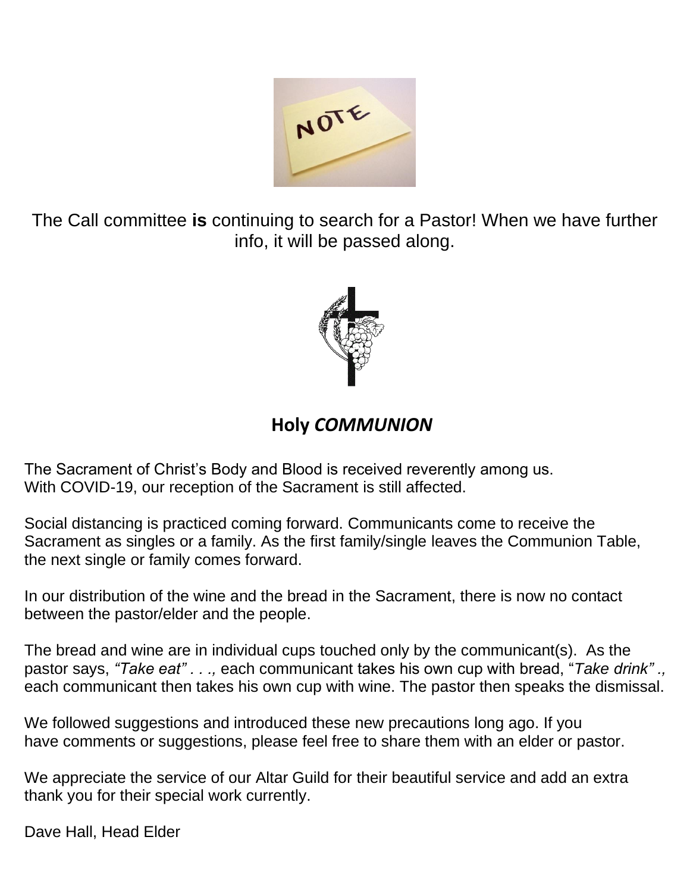The Call committee **is** continuing to search for a Pastor! When we have further info, it will be passed along.

## Holy *COMMUNION*

The Sacrament of Christ's Body and Blood is received reverently among us.
With COVID-19, our reception of the Sacrament is still affected.

Social distancing is practiced coming forward. Communicants come to receive the Sacrament as singles or a family. As the first family/single leaves the Communion Table, the next single or family comes forward.

In our distribution of the wine and the bread in the Sacrament, there is now no contact between the pastor/elder and the people.

The bread and wine are in individual cups touched only by the communicant(s). As the pastor says, *"Take eat" . . .,* each communicant takes his own cup with bread, "*Take drink" .,* each communicant then takes his own cup with wine. The pastor then speaks the dismissal.

We followed suggestions and introduced these new precautions long ago. If you have comments or suggestions, please feel free to share them with an elder or pastor.

We appreciate the service of our Altar Guild for their beautiful service and add an extra thank you for their special work currently.

Dave Hall, Head Elder